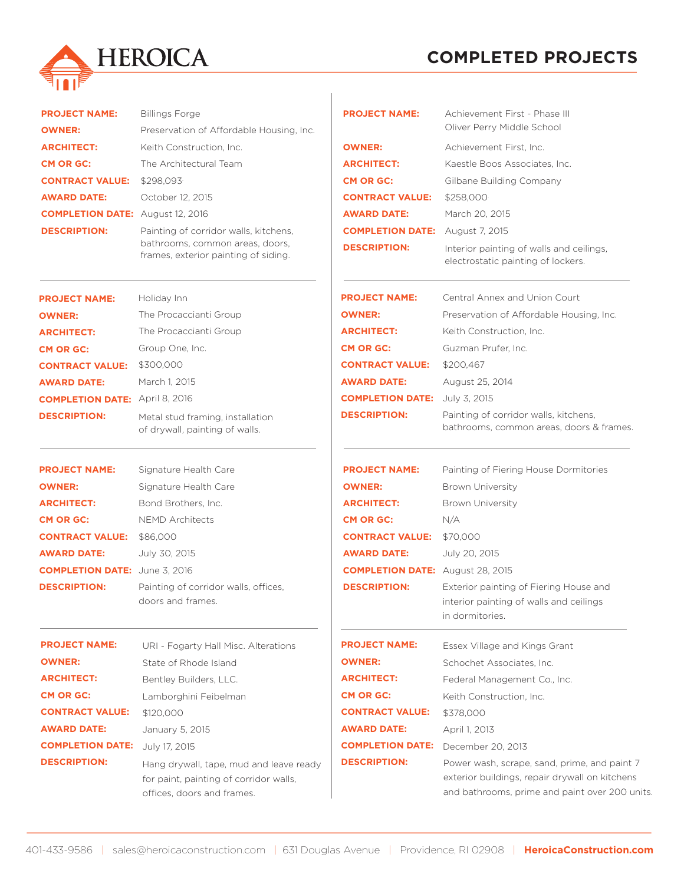# HEROICA

## COMPLETED PROJECTS

**PROJECT NAME:** Billings Forge
**OWNER:** Preservation of Affordable Housing, Inc.
**ARCHITECT:** Keith Construction, Inc.
**CM OR GC:** The Architectural Team
**CONTRACT VALUE:** $298,093
**AWARD DATE:** October 12, 2015
**COMPLETION DATE:** August 12, 2016
**DESCRIPTION:** Painting of corridor walls, kitchens, bathrooms, common areas, doors, frames, exterior painting of siding.

---

**PROJECT NAME:** Holiday Inn
**OWNER:** The Procaccianti Group
**ARCHITECT:** The Procaccianti Group
**CM OR GC:** Group One, Inc.
**CONTRACT VALUE:** $300,000
**AWARD DATE:** March 1, 2015
**COMPLETION DATE:** April 8, 2016
**DESCRIPTION:** Metal stud framing, installation of drywall, painting of walls.

---

**PROJECT NAME:** Signature Health Care
**OWNER:** Signature Health Care
**ARCHITECT:** Bond Brothers, Inc.
**CM OR GC:** NEMD Architects
**CONTRACT VALUE:** $86,000
**AWARD DATE:** July 30, 2015
**COMPLETION DATE:** June 3, 2016
**DESCRIPTION:** Painting of corridor walls, offices, doors and frames.

---

**PROJECT NAME:** URI - Fogarty Hall Misc. Alterations
**OWNER:** State of Rhode Island
**ARCHITECT:** Bentley Builders, LLC.
**CM OR GC:** Lamborghini Feibelman
**CONTRACT VALUE:** $120,000
**AWARD DATE:** January 5, 2015
**COMPLETION DATE:** July 17, 2015
**DESCRIPTION:** Hang drywall, tape, mud and leave ready for paint, painting of corridor walls, offices, doors and frames.

---

**PROJECT NAME:** Achievement First - Phase III Oliver Perry Middle School
**OWNER:** Achievement First, Inc.
**ARCHITECT:** Kaestle Boos Associates, Inc.
**CM OR GC:** Gilbane Building Company
**CONTRACT VALUE:** $258,000
**AWARD DATE:** March 20, 2015
**COMPLETION DATE:** August 7, 2015
**DESCRIPTION:** Interior painting of walls and ceilings, electrostatic painting of lockers.

---

**PROJECT NAME:** Central Annex and Union Court
**OWNER:** Preservation of Affordable Housing, Inc.
**ARCHITECT:** Keith Construction, Inc.
**CM OR GC:** Guzman Prufer, Inc.
**CONTRACT VALUE:** $200,467
**AWARD DATE:** August 25, 2014
**COMPLETION DATE:** July 3, 2015
**DESCRIPTION:** Painting of corridor walls, kitchens, bathrooms, common areas, doors & frames.

---

**PROJECT NAME:** Painting of Fiering House Dormitories
**OWNER:** Brown University
**ARCHITECT:** Brown University
**CM OR GC:** N/A
**CONTRACT VALUE:** $70,000
**AWARD DATE:** July 20, 2015
**COMPLETION DATE:** August 28, 2015
**DESCRIPTION:** Exterior painting of Fiering House and interior painting of walls and ceilings in dormitories.

---

**PROJECT NAME:** Essex Village and Kings Grant
**OWNER:** Schochet Associates, Inc.
**ARCHITECT:** Federal Management Co., Inc.
**CM OR GC:** Keith Construction, Inc.
**CONTRACT VALUE:** $378,000
**AWARD DATE:** April 1, 2013
**COMPLETION DATE:** December 20, 2013
**DESCRIPTION:** Power wash, scrape, sand, prime, and paint 7 exterior buildings, repair drywall on kitchens and bathrooms, prime and paint over 200 units.

---

401-433-9586 | sales@heroicaconstruction.com | 631 Douglas Avenue | Providence, RI 02908 | **HeroicaConstruction.com**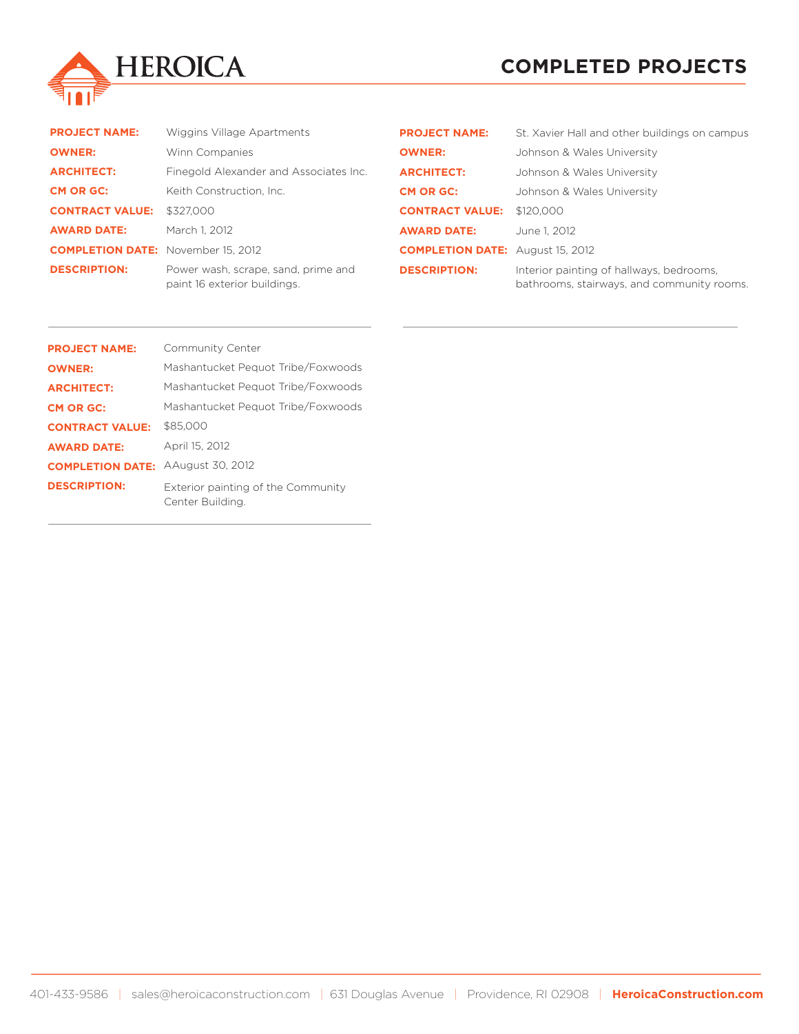HEROICA

# COMPLETED PROJECTS

| | |
|---|---|
| **PROJECT NAME:** | Wiggins Village Apartments |
| **OWNER:** | Winn Companies |
| **ARCHITECT:** | Finegold Alexander and Associates Inc. |
| **CM OR GC:** | Keith Construction, Inc. |
| **CONTRACT VALUE:** | $327,000 |
| **AWARD DATE:** | March 1, 2012 |
| **COMPLETION DATE:** | November 15, 2012 |
| **DESCRIPTION:** | Power wash, scrape, sand, prime and paint 16 exterior buildings. |

| | |
|---|---|
| **PROJECT NAME:** | St. Xavier Hall and other buildings on campus |
| **OWNER:** | Johnson & Wales University |
| **ARCHITECT:** | Johnson & Wales University |
| **CM OR GC:** | Johnson & Wales University |
| **CONTRACT VALUE:** | $120,000 |
| **AWARD DATE:** | June 1, 2012 |
| **COMPLETION DATE:** | August 15, 2012 |
| **DESCRIPTION:** | Interior painting of hallways, bedrooms, bathrooms, stairways, and community rooms. |

| | |
|---|---|
| **PROJECT NAME:** | Community Center |
| **OWNER:** | Mashantucket Pequot Tribe/Foxwoods |
| **ARCHITECT:** | Mashantucket Pequot Tribe/Foxwoods |
| **CM OR GC:** | Mashantucket Pequot Tribe/Foxwoods |
| **CONTRACT VALUE:** | $85,000 |
| **AWARD DATE:** | April 15, 2012 |
| **COMPLETION DATE:** | AAugust 30, 2012 |
| **DESCRIPTION:** | Exterior painting of the Community Center Building. |

401-433-9586 | sales@heroicaconstruction.com | 631 Douglas Avenue | Providence, RI 02908 | **HeroicaConstruction.com**